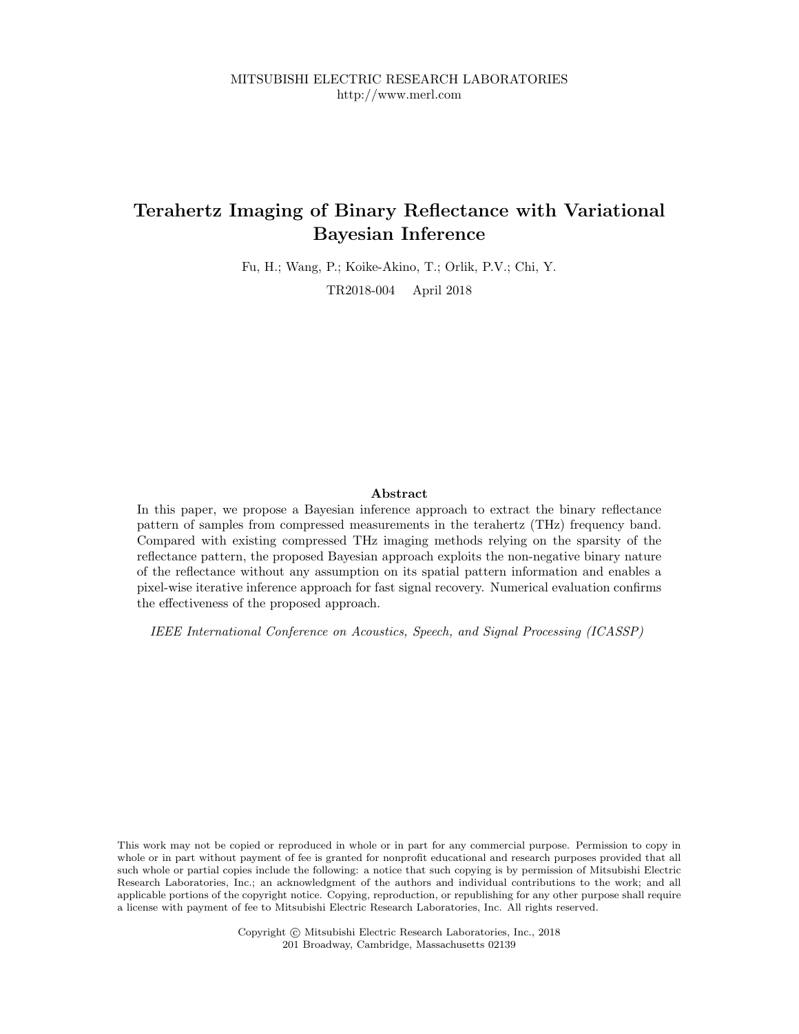MITSUBISHI ELECTRIC RESEARCH LABORATORIES
http://www.merl.com

# Terahertz Imaging of Binary Reflectance with Variational Bayesian Inference

Fu, H.; Wang, P.; Koike-Akino, T.; Orlik, P.V.; Chi, Y.

TR2018-004 April 2018

### Abstract

In this paper, we propose a Bayesian inference approach to extract the binary reflectance pattern of samples from compressed measurements in the terahertz (THz) frequency band. Compared with existing compressed THz imaging methods relying on the sparsity of the reflectance pattern, the proposed Bayesian approach exploits the non-negative binary nature of the reflectance without any assumption on its spatial pattern information and enables a pixel-wise iterative inference approach for fast signal recovery. Numerical evaluation confirms the effectiveness of the proposed approach.

*IEEE International Conference on Acoustics, Speech, and Signal Processing (ICASSP)*

This work may not be copied or reproduced in whole or in part for any commercial purpose. Permission to copy in whole or in part without payment of fee is granted for nonprofit educational and research purposes provided that all such whole or partial copies include the following: a notice that such copying is by permission of Mitsubishi Electric Research Laboratories, Inc.; an acknowledgment of the authors and individual contributions to the work; and all applicable portions of the copyright notice. Copying, reproduction, or republishing for any other purpose shall require a license with payment of fee to Mitsubishi Electric Research Laboratories, Inc. All rights reserved.

Copyright © Mitsubishi Electric Research Laboratories, Inc., 2018
201 Broadway, Cambridge, Massachusetts 02139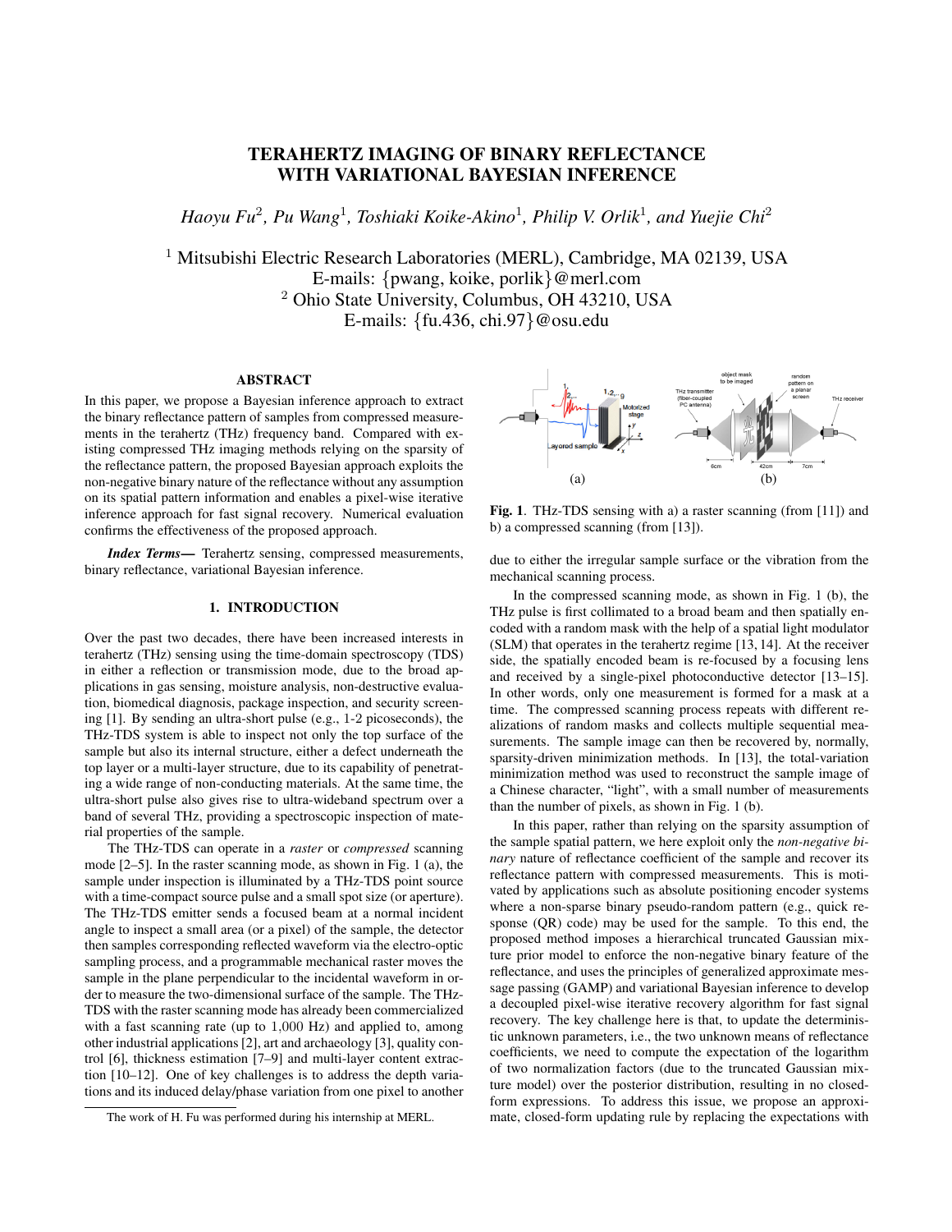# TERAHERTZ IMAGING OF BINARY REFLECTANCE WITH VARIATIONAL BAYESIAN INFERENCE

*Haoyu Fu*[2], *Pu Wang*[1], *Toshiaki Koike-Akino*[1], *Philip V. Orlik*[1], *and Yuejie Chi*[2]

[1] Mitsubishi Electric Research Laboratories (MERL), Cambridge, MA 02139, USA
E-mails: {pwang, koike, porlik}@merl.com
[2] Ohio State University, Columbus, OH 43210, USA
E-mails: {fu.436, chi.97}@osu.edu

## ABSTRACT

In this paper, we propose a Bayesian inference approach to extract the binary reflectance pattern of samples from compressed measurements in the terahertz (THz) frequency band. Compared with existing compressed THz imaging methods relying on the sparsity of the reflectance pattern, the proposed Bayesian approach exploits the non-negative binary nature of the reflectance without any assumption on its spatial pattern information and enables a pixel-wise iterative inference approach for fast signal recovery. Numerical evaluation confirms the effectiveness of the proposed approach.

***Index Terms*—** Terahertz sensing, compressed measurements, binary reflectance, variational Bayesian inference.

## 1. INTRODUCTION

Over the past two decades, there have been increased interests in terahertz (THz) sensing using the time-domain spectroscopy (TDS) in either a reflection or transmission mode, due to the broad applications in gas sensing, moisture analysis, non-destructive evaluation, biomedical diagnosis, package inspection, and security screening [1]. By sending an ultra-short pulse (e.g., 1-2 picoseconds), the THz-TDS system is able to inspect not only the top surface of the sample but also its internal structure, either a defect underneath the top layer or a multi-layer structure, due to its capability of penetrating a wide range of non-conducting materials. At the same time, the ultra-short pulse also gives rise to ultra-wideband spectrum over a band of several THz, providing a spectroscopic inspection of material properties of the sample.

The THz-TDS can operate in a *raster* or *compressed* scanning mode [2–5]. In the raster scanning mode, as shown in Fig. 1 (a), the sample under inspection is illuminated by a THz-TDS point source with a time-compact source pulse and a small spot size (or aperture). The THz-TDS emitter sends a focused beam at a normal incident angle to inspect a small area (or a pixel) of the sample, the detector then samples corresponding reflected waveform via the electro-optic sampling process, and a programmable mechanical raster moves the sample in the plane perpendicular to the incidental waveform in order to measure the two-dimensional surface of the sample. The THz-TDS with the raster scanning mode has already been commercialized with a fast scanning rate (up to 1,000 Hz) and applied to, among other industrial applications [2], art and archaeology [3], quality control [6], thickness estimation [7–9] and multi-layer content extraction [10–12]. One of key challenges is to address the depth variations and its induced delay/phase variation from one pixel to another due to either the irregular sample surface or the vibration from the mechanical scanning process.

Fig. 1. THz-TDS sensing with a) a raster scanning (from [11]) and b) a compressed scanning (from [13]).

In the compressed scanning mode, as shown in Fig. 1 (b), the THz pulse is first collimated to a broad beam and then spatially encoded with a random mask with the help of a spatial light modulator (SLM) that operates in the terahertz regime [13, 14]. At the receiver side, the spatially encoded beam is re-focused by a focusing lens and received by a single-pixel photoconductive detector [13–15]. In other words, only one measurement is formed for a mask at a time. The compressed scanning process repeats with different realizations of random masks and collects multiple sequential measurements. The sample image can then be recovered by, normally, sparsity-driven minimization methods. In [13], the total-variation minimization method was used to reconstruct the sample image of a Chinese character, "light", with a small number of measurements than the number of pixels, as shown in Fig. 1 (b).

In this paper, rather than relying on the sparsity assumption of the sample spatial pattern, we here exploit only the *non-negative binary* nature of reflectance coefficient of the sample and recover its reflectance pattern with compressed measurements. This is motivated by applications such as absolute positioning encoder systems where a non-sparse binary pseudo-random pattern (e.g., quick response (QR) code) may be used for the sample. To this end, the proposed method imposes a hierarchical truncated Gaussian mixture prior model to enforce the non-negative binary feature of the reflectance, and uses the principles of generalized approximate message passing (GAMP) and variational Bayesian inference to develop a decoupled pixel-wise iterative recovery algorithm for fast signal recovery. The key challenge here is that, to update the deterministic unknown parameters, i.e., the two unknown means of reflectance coefficients, we need to compute the expectation of the logarithm of two normalization factors (due to the truncated Gaussian mixture model) over the posterior distribution, resulting in no closed-form expressions. To address this issue, we propose an approximate, closed-form updating rule by replacing the expectations with

The work of H. Fu was performed during his internship at MERL.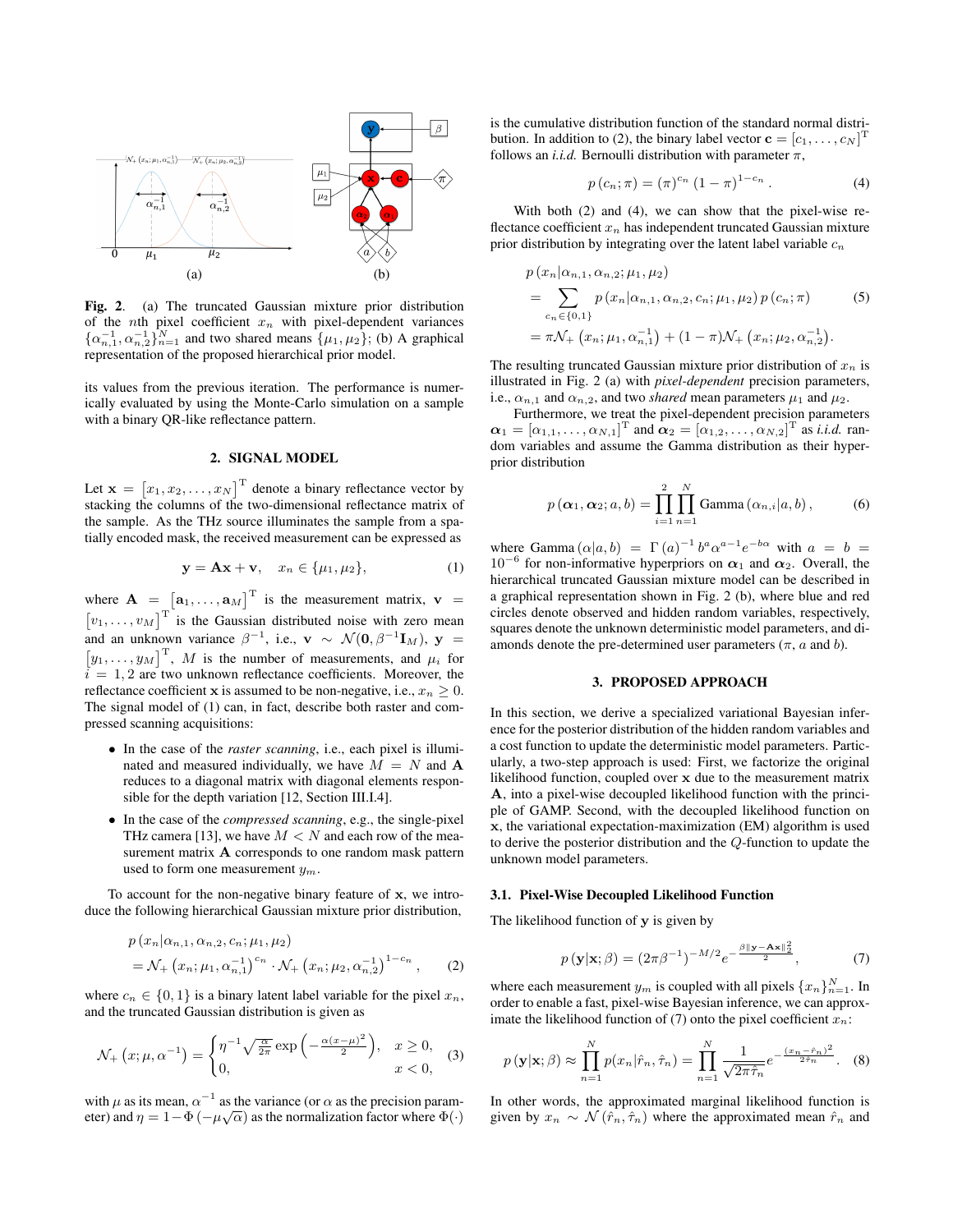**Fig. 2**. (a) The truncated Gaussian mixture prior distribution of the $n$th pixel coefficient $x_n$ with pixel-dependent variances $\{\alpha_{n,1}^{-1}, \alpha_{n,2}^{-1}\}_{n=1}^{N}$ and two shared means $\{\mu_1, \mu_2\}$; (b) A graphical representation of the proposed hierarchical prior model.

its values from the previous iteration. The performance is numerically evaluated by using the Monte-Carlo simulation on a sample with a binary QR-like reflectance pattern.

## 2. SIGNAL MODEL

Let $\mathbf{x} = [x_1, x_2, \ldots, x_N]^{\mathrm{T}}$ denote a binary reflectance vector by stacking the columns of the two-dimensional reflectance matrix of the sample. As the THz source illuminates the sample from a spatially encoded mask, the received measurement can be expressed as

$$\mathbf{y} = \mathbf{A}\mathbf{x} + \mathbf{v}, \quad x_n \in \{\mu_1, \mu_2\}, \tag{1}$$

where $\mathbf{A} = [\mathbf{a}_1, \ldots, \mathbf{a}_M]^{\mathrm{T}}$ is the measurement matrix, $\mathbf{v} = [v_1, \ldots, v_M]^{\mathrm{T}}$ is the Gaussian distributed noise with zero mean and an unknown variance $\beta^{-1}$, i.e., $\mathbf{v} \sim \mathcal{N}(\mathbf{0}, \beta^{-1}\mathbf{I}_M)$, $\mathbf{y} = [y_1, \ldots, y_M]^{\mathrm{T}}$, $M$ is the number of measurements, and $\mu_i$ for $i = 1, 2$ are two unknown reflectance coefficients. Moreover, the reflectance coefficient $\mathbf{x}$ is assumed to be non-negative, i.e., $x_n \geq 0$. The signal model of (1) can, in fact, describe both raster and compressed scanning acquisitions:

- In the case of the *raster scanning*, i.e., each pixel is illuminated and measured individually, we have $M = N$ and $\mathbf{A}$ reduces to a diagonal matrix with diagonal elements responsible for the depth variation [12, Section III.I.4].
- In the case of the *compressed scanning*, e.g., the single-pixel THz camera [13], we have $M < N$ and each row of the measurement matrix $\mathbf{A}$ corresponds to one random mask pattern used to form one measurement $y_m$.

To account for the non-negative binary feature of $\mathbf{x}$, we introduce the following hierarchical Gaussian mixture prior distribution,

$$\begin{aligned} &p(x_n|\alpha_{n,1}, \alpha_{n,2}, c_n; \mu_1, \mu_2) \\ &= \mathcal{N}_+\left(x_n; \mu_1, \alpha_{n,1}^{-1}\right)^{c_n} \cdot \mathcal{N}_+\left(x_n; \mu_2, \alpha_{n,2}^{-1}\right)^{1-c_n}, \end{aligned} \tag{2}$$

where $c_n \in \{0, 1\}$ is a binary latent label variable for the pixel $x_n$, and the truncated Gaussian distribution is given as

$$\mathcal{N}_+\left(x; \mu, \alpha^{-1}\right) = \begin{cases} \eta^{-1}\sqrt{\frac{\alpha}{2\pi}}\exp\left(-\frac{\alpha(x-\mu)^2}{2}\right), & x \geq 0, \\ 0, & x < 0, \end{cases} \tag{3}$$

with $\mu$ as its mean, $\alpha^{-1}$ as the variance (or $\alpha$ as the precision parameter) and $\eta = 1 - \Phi\left(-\mu\sqrt{\alpha}\right)$ as the normalization factor where $\Phi(\cdot)$ is the cumulative distribution function of the standard normal distribution. In addition to (2), the binary label vector $\mathbf{c} = [c_1, \ldots, c_N]^{\mathrm{T}}$ follows an *i.i.d.* Bernoulli distribution with parameter $\pi$,

$$p(c_n; \pi) = (\pi)^{c_n}(1-\pi)^{1-c_n}. \tag{4}$$

With both (2) and (4), we can show that the pixel-wise reflectance coefficient $x_n$ has independent truncated Gaussian mixture prior distribution by integrating over the latent label variable $c_n$

$$\begin{aligned} &p(x_n|\alpha_{n,1}, \alpha_{n,2}; \mu_1, \mu_2) \\ &= \sum_{c_n \in \{0,1\}} p(x_n|\alpha_{n,1}, \alpha_{n,2}, c_n; \mu_1, \mu_2)\, p(c_n; \pi) \\ &= \pi\mathcal{N}_+\left(x_n; \mu_1, \alpha_{n,1}^{-1}\right) + (1-\pi)\mathcal{N}_+\left(x_n; \mu_2, \alpha_{n,2}^{-1}\right). \end{aligned} \tag{5}$$

The resulting truncated Gaussian mixture prior distribution of $x_n$ is illustrated in Fig. 2 (a) with *pixel-dependent* precision parameters, i.e., $\alpha_{n,1}$ and $\alpha_{n,2}$, and two *shared* mean parameters $\mu_1$ and $\mu_2$.

Furthermore, we treat the pixel-dependent precision parameters $\boldsymbol{\alpha}_1 = [\alpha_{1,1}, \ldots, \alpha_{N,1}]^{\mathrm{T}}$ and $\boldsymbol{\alpha}_2 = [\alpha_{1,2}, \ldots, \alpha_{N,2}]^{\mathrm{T}}$ as *i.i.d.* random variables and assume the Gamma distribution as their hyperprior distribution

$$p(\boldsymbol{\alpha}_1, \boldsymbol{\alpha}_2; a, b) = \prod_{i=1}^{2}\prod_{n=1}^{N} \text{Gamma}(\alpha_{n,i}|a, b), \tag{6}$$

where $\text{Gamma}(\alpha|a, b) = \Gamma(a)^{-1} b^a \alpha^{a-1} e^{-b\alpha}$ with $a = b = 10^{-6}$ for non-informative hyperpriors on $\boldsymbol{\alpha}_1$ and $\boldsymbol{\alpha}_2$. Overall, the hierarchical truncated Gaussian mixture model can be described in a graphical representation shown in Fig. 2 (b), where blue and red circles denote observed and hidden random variables, respectively, squares denote the unknown deterministic model parameters, and diamonds denote the pre-determined user parameters ($\pi$, $a$ and $b$).

## 3. PROPOSED APPROACH

In this section, we derive a specialized variational Bayesian inference for the posterior distribution of the hidden random variables and a cost function to update the deterministic model parameters. Particularly, a two-step approach is used: First, we factorize the original likelihood function, coupled over $\mathbf{x}$ due to the measurement matrix $\mathbf{A}$, into a pixel-wise decoupled likelihood function with the principle of GAMP. Second, with the decoupled likelihood function on $\mathbf{x}$, the variational expectation-maximization (EM) algorithm is used to derive the posterior distribution and the $Q$-function to update the unknown model parameters.

### 3.1. Pixel-Wise Decoupled Likelihood Function

The likelihood function of $\mathbf{y}$ is given by

$$p(\mathbf{y}|\mathbf{x}; \beta) = (2\pi\beta^{-1})^{-M/2} e^{-\frac{\beta\|\mathbf{y}-\mathbf{A}\mathbf{x}\|_2^2}{2}}, \tag{7}$$

where each measurement $y_m$ is coupled with all pixels $\{x_n\}_{n=1}^{N}$. In order to enable a fast, pixel-wise Bayesian inference, we can approximate the likelihood function of (7) onto the pixel coefficient $x_n$:

$$p(\mathbf{y}|\mathbf{x}; \beta) \approx \prod_{n=1}^{N} p(x_n|\hat{r}_n, \hat{\tau}_n) = \prod_{n=1}^{N} \frac{1}{\sqrt{2\pi\hat{\tau}_n}} e^{-\frac{(x_n - \hat{r}_n)^2}{2\hat{\tau}_n}}. \tag{8}$$

In other words, the approximated marginal likelihood function is given by $x_n \sim \mathcal{N}(\hat{r}_n, \hat{\tau}_n)$ where the approximated mean $\hat{r}_n$ and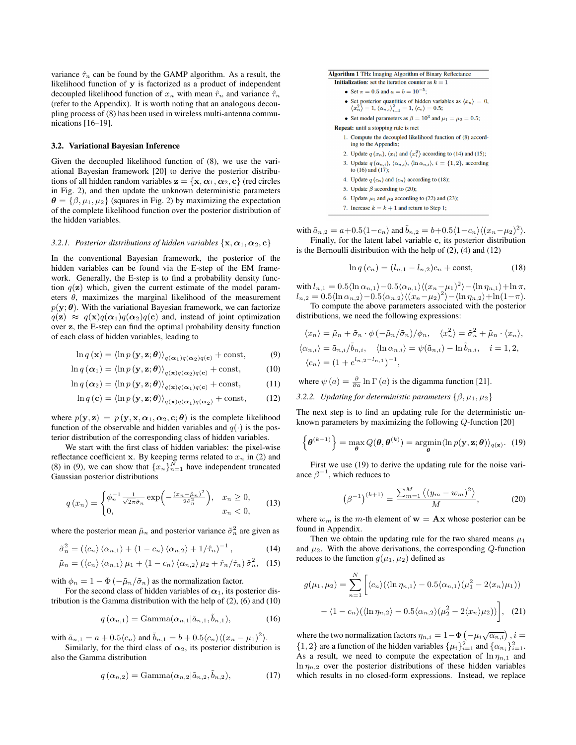variance $\hat{\tau}_n$ can be found by the GAMP algorithm. As a result, the likelihood function of $\mathbf{y}$ is factorized as a product of independent decoupled likelihood function of $x_n$ with mean $\hat{r}_n$ and variance $\hat{\tau}_n$ (refer to the Appendix). It is worth noting that an analogous decoupling process of (8) has been used in wireless multi-antenna communications [16–19].

### 3.2. Variational Bayesian Inference

Given the decoupled likelihood function of (8), we use the variational Bayesian framework [20] to derive the posterior distributions of all hidden random variables $\mathbf{z} = \{\mathbf{x}, \boldsymbol{\alpha}_1, \boldsymbol{\alpha}_2, \mathbf{c}\}$ (red circles in Fig. 2), and then update the unknown deterministic parameters $\boldsymbol{\theta} = \{\beta, \mu_1, \mu_2\}$ (squares in Fig. 2) by maximizing the expectation of the complete likelihood function over the posterior distribution of the hidden variables.

#### 3.2.1. Posterior distributions of hidden variables $\{\mathbf{x}, \boldsymbol{\alpha}_1, \boldsymbol{\alpha}_2, \mathbf{c}\}$

In the conventional Bayesian framework, the posterior of the hidden variables can be found via the E-step of the EM framework. Generally, the E-step is to find a probability density function $q(\mathbf{z})$ which, given the current estimate of the model parameters $\theta$, maximizes the marginal likelihood of the measurement $p(\mathbf{y};\boldsymbol{\theta})$. With the variational Bayesian framework, we can factorize $q(\mathbf{z}) \approx q(\mathbf{x})q(\boldsymbol{\alpha}_1)q(\boldsymbol{\alpha}_2)q(\mathbf{c})$ and, instead of joint optimization over $\mathbf{z}$, the E-step can find the optimal probability density function of each class of hidden variables, leading to

$$\ln q(\mathbf{x}) = \langle \ln p(\mathbf{y}, \mathbf{z}; \boldsymbol{\theta}) \rangle_{q(\boldsymbol{\alpha}_1)q(\boldsymbol{\alpha}_2)q(\mathbf{c})} + \text{const}, \tag{9}$$

$$\ln q(\boldsymbol{\alpha}_1) = \langle \ln p(\mathbf{y}, \mathbf{z}; \boldsymbol{\theta}) \rangle_{q(\mathbf{x})q(\boldsymbol{\alpha}_2)q(\mathbf{c})} + \text{const}, \tag{10}$$

$$\ln q(\boldsymbol{\alpha}_2) = \langle \ln p(\mathbf{y}, \mathbf{z}; \boldsymbol{\theta}) \rangle_{q(\mathbf{x})q(\boldsymbol{\alpha}_1)q(\mathbf{c})} + \text{const}, \tag{11}$$

$$\ln q(\mathbf{c}) = \langle \ln p(\mathbf{y}, \mathbf{z}; \boldsymbol{\theta}) \rangle_{q(\mathbf{x})q(\boldsymbol{\alpha}_1)q(\boldsymbol{\alpha}_2)} + \text{const}, \tag{12}$$

where $p(\mathbf{y}, \mathbf{z}) = p(\mathbf{y}, \mathbf{x}, \boldsymbol{\alpha}_1, \boldsymbol{\alpha}_2, \mathbf{c}; \boldsymbol{\theta})$ is the complete likelihood function of the observable and hidden variables and $q(\cdot)$ is the posterior distribution of the corresponding class of hidden variables.

We start with the first class of hidden variables: the pixel-wise reflectance coefficient $\mathbf{x}$. By keeping terms related to $x_n$ in (2) and (8) in (9), we can show that $\{x_n\}_{n=1}^N$ have independent truncated Gaussian posterior distributions

$$q(x_n) = \begin{cases} \phi_n^{-1} \frac{1}{\sqrt{2\pi}\tilde{\sigma}_n} \exp\left(-\frac{(x_n - \tilde{\mu}_n)^2}{2\tilde{\sigma}_n^2}\right), & x_n \geq 0, \\ 0, & x_n < 0, \end{cases} \tag{13}$$

where the posterior mean $\tilde{\mu}_n$ and posterior variance $\tilde{\sigma}_n^2$ are given as

$$\tilde{\sigma}_n^2 = \left(\langle c_n \rangle \langle \alpha_{n,1} \rangle + \langle 1 - c_n \rangle \langle \alpha_{n,2} \rangle + 1/\hat{\tau}_n\right)^{-1}, \tag{14}$$

$$\tilde{\mu}_n = \left(\langle c_n \rangle \langle \alpha_{n,1} \rangle \mu_1 + \langle 1 - c_n \rangle \langle \alpha_{n,2} \rangle \mu_2 + \hat{r}_n/\hat{\tau}_n\right) \tilde{\sigma}_n^2, \tag{15}$$

with $\phi_n = 1 - \Phi\left(-\tilde{\mu}_n/\tilde{\sigma}_n\right)$ as the normalization factor.

For the second class of hidden variables of $\boldsymbol{\alpha}_1$, its posterior distribution is the Gamma distribution with the help of (2), (6) and (10)

$$q(\alpha_{n,1}) = \text{Gamma}(\alpha_{n,1} | \tilde{a}_{n,1}, \tilde{b}_{n,1}), \tag{16}$$

with $\tilde{a}_{n,1} = a + 0.5\langle c_n \rangle$ and $\tilde{b}_{n,1} = b + 0.5\langle c_n \rangle \langle (x_n - \mu_1)^2 \rangle$.

Similarly, for the third class of $\boldsymbol{\alpha}_2$, its posterior distribution is also the Gamma distribution

$$q(\alpha_{n,2}) = \text{Gamma}(\alpha_{n,2} | \tilde{a}_{n,2}, \tilde{b}_{n,2}), \tag{17}$$

**Algorithm 1** THz Imaging Algorithm of Binary Reflectance

**Initialization:** set the iteration counter as $k = 1$

- Set $\pi = 0.5$ and $a = b = 10^{-5}$;
- Set posterior quantities of hidden variables as $\langle x_n \rangle = 0$, $\langle x_n^2 \rangle = 1$, $\langle \alpha_{n,i} \rangle_{i=1}^2 = 1$, $\langle c_n \rangle = 0.5$;
- Set model parameters as $\beta = 10^3$ and $\mu_1 = \mu_2 = 0.5$;

**Repeat:** until a stopping rule is met

1. Compute the decoupled likelihood function of (8) according to the Appendix;
2. Update $q(x_n)$, $\langle x_i \rangle$ and $\langle x_i^2 \rangle$ according to (14) and (15);
3. Update $q(\alpha_{n,i})$, $\langle \alpha_{n,i} \rangle$, $\langle \ln \alpha_{n,i} \rangle$, $i = \{1, 2\}$, according to (16) and (17);
4. Update $q(c_n)$ and $\langle c_n \rangle$ according to (18);
5. Update $\beta$ according to (20);
6. Update $\mu_1$ and $\mu_2$ according to (22) and (23);
7. Increase $k = k + 1$ and return to Step 1;

with $\tilde{a}_{n,2} = a + 0.5\langle 1 - c_n \rangle$ and $\tilde{b}_{n,2} = b + 0.5\langle 1 - c_n \rangle \langle (x_n - \mu_2)^2 \rangle$.

Finally, for the latent label variable $\mathbf{c}$, its posterior distribution is the Bernoulli distribution with the help of (2), (4) and (12)

$$\ln q(c_n) = (l_{n,1} - l_{n,2})c_n + \text{const}, \tag{18}$$

with $l_{n,1} = 0.5\langle \ln \alpha_{n,1} \rangle - 0.5\langle \alpha_{n,1} \rangle \langle (x_n - \mu_1)^2 \rangle - \langle \ln \eta_{n,1} \rangle + \ln \pi$, $l_{n,2} = 0.5\langle \ln \alpha_{n,2} \rangle - 0.5\langle \alpha_{n,2} \rangle \langle (x_n - \mu_2)^2 \rangle - \langle \ln \eta_{n,2} \rangle + \ln(1 - \pi)$.

To compute the above parameters associated with the posterior distributions, we need the following expressions:

$$\langle x_n \rangle = \tilde{\mu}_n + \tilde{\sigma}_n \cdot \phi\left(-\tilde{\mu}_n/\tilde{\sigma}_n\right)/\phi_n, \quad \langle x_n^2 \rangle = \tilde{\sigma}_n^2 + \tilde{\mu}_n \cdot \langle x_n \rangle,$$

$$\langle \alpha_{n,i} \rangle = \tilde{a}_{n,i}/\tilde{b}_{n,i}, \quad \langle \ln \alpha_{n,i} \rangle = \psi(\tilde{a}_{n,i}) - \ln \tilde{b}_{n,i}, \quad i = 1, 2,$$

$$\langle c_n \rangle = (1 + e^{l_{n,2} - l_{n,1}})^{-1},$$

where $\psi(a) = \frac{\partial}{\partial a} \ln \Gamma(a)$ is the digamma function [21].

#### 3.2.2. Updating for deterministic parameters $\{\beta, \mu_1, \mu_2\}$

The next step is to find an updating rule for the deterministic unknown parameters by maximizing the following $Q$-function [20]

$$\left\{\boldsymbol{\theta}^{(k+1)}\right\} = \max_{\boldsymbol{\theta}} Q(\boldsymbol{\theta}, \boldsymbol{\theta}^{(k)}) = \underset{\boldsymbol{\theta}}{\operatorname{argmin}} \langle \ln p(\mathbf{y}, \mathbf{z}; \boldsymbol{\theta}) \rangle_{q(\mathbf{z})}. \tag{19}$$

First we use (19) to derive the updating rule for the noise variance $\beta^{-1}$, which reduces to

$$\left(\beta^{-1}\right)^{(k+1)} = \frac{\sum_{m=1}^M \left\langle (y_m - w_m)^2 \right\rangle}{M}, \tag{20}$$

where $w_m$ is the $m$-th element of $\mathbf{w} = \mathbf{A}\mathbf{x}$ whose posterior can be found in Appendix.

Then we obtain the updating rule for the two shared means $\mu_1$ and $\mu_2$. With the above derivations, the corresponding $Q$-function reduces to the function $g(\mu_1, \mu_2)$ defined as

$$g(\mu_1, \mu_2) = \sum_{n=1}^N \Big[ \langle c_n \rangle (\langle \ln \eta_{n,1} \rangle - 0.5\langle \alpha_{n,1} \rangle (\mu_1^2 - 2\langle x_n \rangle \mu_1)) - \langle 1 - c_n \rangle (\langle \ln \eta_{n,2} \rangle - 0.5\langle \alpha_{n,2} \rangle (\mu_2^2 - 2\langle x_n \rangle \mu_2)) \Big], \tag{21}$$

where the two normalization factors $\eta_{n,i} = 1 - \Phi\left(-\mu_i \sqrt{\alpha_{n,i}}\right)$, $i = \{1, 2\}$ are a function of the hidden variables $\{\mu_i\}_{i=1}^2$ and $\{\alpha_{n_i}\}_{i=1}^2$. As a result, we need to compute the expectation of $\ln \eta_{n,1}$ and $\ln \eta_{n,2}$ over the posterior distributions of these hidden variables which results in no closed-form expressions. Instead, we replace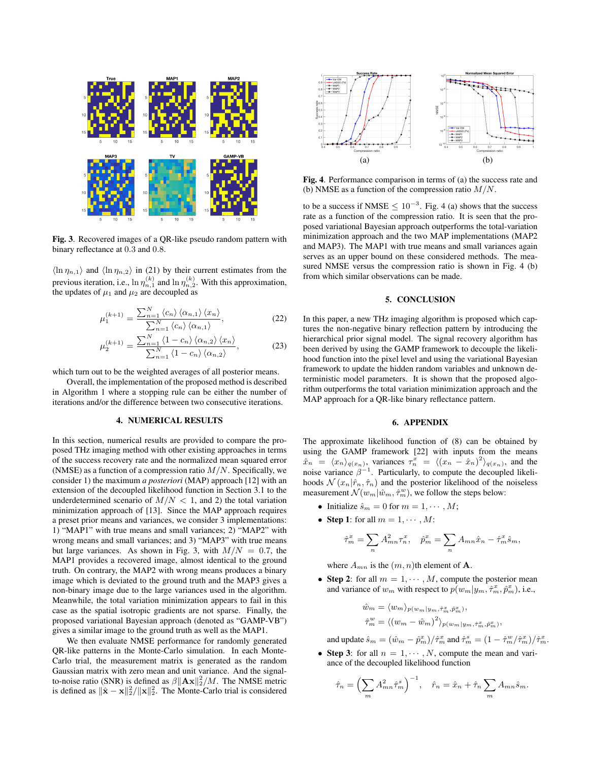Fig. 3. Recovered images of a QR-like pseudo random pattern with binary reflectance at 0.3 and 0.8.

$\langle \ln \eta_{n,1} \rangle$ and $\langle \ln \eta_{n,2} \rangle$ in (21) by their current estimates from the previous iteration, i.e., $\ln \eta_{n,1}^{(k)}$ and $\ln \eta_{n,2}^{(k)}$. With this approximation, the updates of $\mu_1$ and $\mu_2$ are decoupled as

$$\mu_1^{(k+1)} = \frac{\sum_{n=1}^{N} \langle c_n \rangle \langle \alpha_{n,1} \rangle \langle x_n \rangle}{\sum_{n=1}^{N} \langle c_n \rangle \langle \alpha_{n,1} \rangle}, \tag{22}$$

$$\mu_2^{(k+1)} = \frac{\sum_{n=1}^{N} \langle 1 - c_n \rangle \langle \alpha_{n,2} \rangle \langle x_n \rangle}{\sum_{n=1}^{N} \langle 1 - c_n \rangle \langle \alpha_{n,2} \rangle}, \tag{23}$$

which turn out to be the weighted averages of all posterior means.

Overall, the implementation of the proposed method is described in Algorithm 1 where a stopping rule can be either the number of iterations and/or the difference between two consecutive iterations.

## 4. NUMERICAL RESULTS

In this section, numerical results are provided to compare the proposed THz imaging method with other existing approaches in terms of the success recovery rate and the normalized mean squared error (NMSE) as a function of a compression ratio $M/N$. Specifically, we consider 1) the maximum *a posteriori* (MAP) approach [12] with an extension of the decoupled likelihood function in Section 3.1 to the underdetermined scenario of $M/N < 1$, and 2) the total variation minimization approach of [13]. Since the MAP approach requires a preset prior means and variances, we consider 3 implementations: 1) "MAP1" with true means and small variances; 2) "MAP2" with wrong means and small variances; and 3) "MAP3" with true means but large variances. As shown in Fig. 3, with $M/N = 0.7$, the MAP1 provides a recovered image, almost identical to the ground truth. On contrary, the MAP2 with wrong means produces a binary image which is deviated to the ground truth and the MAP3 gives a non-binary image due to the large variances used in the algorithm. Meanwhile, the total variation minimization appears to fail in this case as the spatial isotropic gradients are not sparse. Finally, the proposed variational Bayesian approach (denoted as "GAMP-VB") gives a similar image to the ground truth as well as the MAP1.

We then evaluate NMSE performance for randomly generated QR-like patterns in the Monte-Carlo simulation. In each Monte-Carlo trial, the measurement matrix is generated as the random Gaussian matrix with zero mean and unit variance. And the signal-to-noise ratio (SNR) is defined as $\beta \|\mathbf{A}\mathbf{x}\|_2^2/M$. The NMSE metric is defined as $\|\hat{\mathbf{x}} - \mathbf{x}\|_2^2/\|\mathbf{x}\|_2^2$. The Monte-Carlo trial is considered to be a success if NMSE $\leq 10^{-3}$. Fig. 4 (a) shows that the success rate as a function of the compression ratio. It is seen that the proposed variational Bayesian approach outperforms the total-variation minimization approach and the two MAP implementations (MAP2 and MAP3). The MAP1 with true means and small variances again serves as an upper bound on these considered methods. The measured NMSE versus the compression ratio is shown in Fig. 4 (b) from which similar observations can be made.

Fig. 4. Performance comparison in terms of (a) the success rate and (b) NMSE as a function of the compression ratio $M/N$.

## 5. CONCLUSION

In this paper, a new THz imaging algorithm is proposed which captures the non-negative binary reflection pattern by introducing the hierarchical prior signal model. The signal recovery algorithm has been derived by using the GAMP framework to decouple the likelihood function into the pixel level and using the variational Bayesian framework to update the hidden random variables and unknown deterministic model parameters. It is shown that the proposed algorithm outperforms the total variation minimization approach and the MAP approach for a QR-like binary reflectance pattern.

## 6. APPENDIX

The approximate likelihood function of (8) can be obtained by using the GAMP framework [22] with inputs from the means $\hat{x}_n = \langle x_n \rangle_{q(x_n)}$, variances $\tau_n^x = \langle (x_n - \hat{x}_n)^2 \rangle_{q(x_n)}$, and the noise variance $\beta^{-1}$. Particularly, to compute the decoupled likelihoods $\mathcal{N}(x_n | \hat{r}_n, \hat{\tau}_n)$ and the posterior likelihood of the noiseless measurement $\mathcal{N}(w_m | \hat{w}_m, \hat{\tau}_m^w)$, we follow the steps below:

- Initialize $\hat{s}_m = 0$ for $m = 1, \cdots, M$;
- **Step 1**: for all $m = 1, \cdots, M$:

$$\hat{\tau}_m^x = \sum_n A_{mn}^2 \tau_n^x, \quad \hat{p}_m^x = \sum_n A_{mn} \hat{x}_n - \hat{\tau}_m^x \hat{s}_m,$$

  where $A_{mn}$ is the $(m, n)$th element of $\mathbf{A}$.
- **Step 2**: for all $m = 1, \cdots, M$, compute the posterior mean and variance of $w_m$ with respect to $p(w_m | y_m, \hat{\tau}_m^x, \hat{p}_m^x)$, i.e.,

$$\hat{w}_m = \langle w_m \rangle_{p(w_m | y_m, \hat{\tau}_m^x, \hat{p}_m^x)},$$
$$\hat{\tau}_m^w = \langle (w_m - \hat{w}_m)^2 \rangle_{p(w_m | y_m, \hat{\tau}_m^x, \hat{p}_m^x)},$$

  and update $\hat{s}_m = (\hat{w}_m - \hat{p}_m^x)/\hat{\tau}_m^x$ and $\hat{\tau}_m^s = (1 - \hat{\tau}_m^w / \hat{\tau}_m^x)/\hat{\tau}_m^x$.
- **Step 3**: for all $n = 1, \cdots, N$, compute the mean and variance of the decoupled likelihood function

$$\hat{\tau}_n = \left( \sum_m A_{mn}^2 \hat{\tau}_m^s \right)^{-1}, \quad \hat{r}_n = \hat{x}_n + \hat{\tau}_n \sum_m A_{mn} \hat{s}_m.$$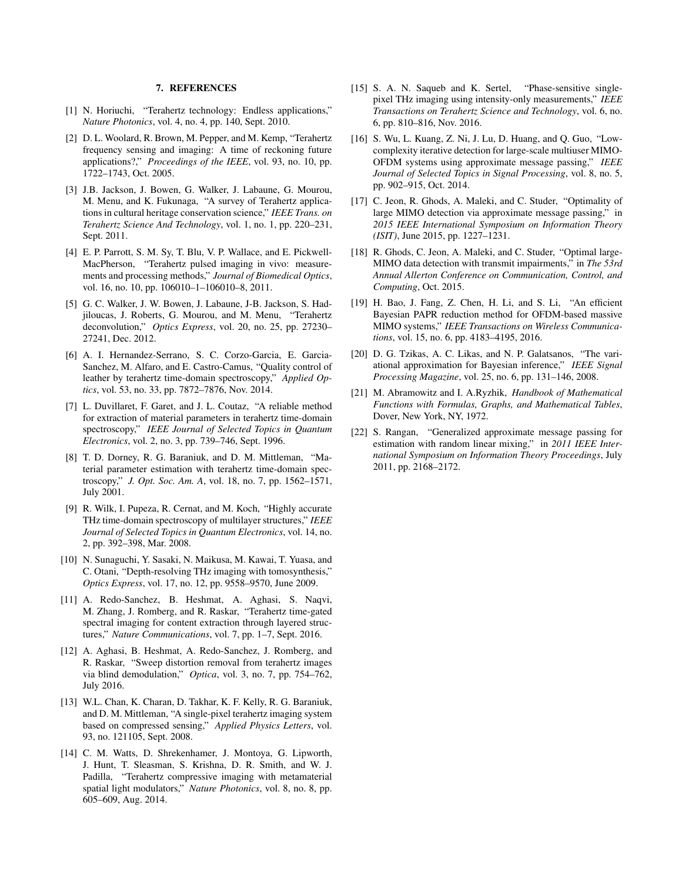## 7. REFERENCES

[1] N. Horiuchi, "Terahertz technology: Endless applications," *Nature Photonics*, vol. 4, no. 4, pp. 140, Sept. 2010.

[2] D. L. Woolard, R. Brown, M. Pepper, and M. Kemp, "Terahertz frequency sensing and imaging: A time of reckoning future applications?," *Proceedings of the IEEE*, vol. 93, no. 10, pp. 1722–1743, Oct. 2005.

[3] J.B. Jackson, J. Bowen, G. Walker, J. Labaune, G. Mourou, M. Menu, and K. Fukunaga, "A survey of Terahertz applications in cultural heritage conservation science," *IEEE Trans. on Terahertz Science And Technology*, vol. 1, no. 1, pp. 220–231, Sept. 2011.

[4] E. P. Parrott, S. M. Sy, T. Blu, V. P. Wallace, and E. Pickwell-MacPherson, "Terahertz pulsed imaging in vivo: measurements and processing methods," *Journal of Biomedical Optics*, vol. 16, no. 10, pp. 106010–1–106010–8, 2011.

[5] G. C. Walker, J. W. Bowen, J. Labaune, J-B. Jackson, S. Hadjiloucas, J. Roberts, G. Mourou, and M. Menu, "Terahertz deconvolution," *Optics Express*, vol. 20, no. 25, pp. 27230–27241, Dec. 2012.

[6] A. I. Hernandez-Serrano, S. C. Corzo-Garcia, E. Garcia-Sanchez, M. Alfaro, and E. Castro-Camus, "Quality control of leather by terahertz time-domain spectroscopy," *Applied Optics*, vol. 53, no. 33, pp. 7872–7876, Nov. 2014.

[7] L. Duvillaret, F. Garet, and J. L. Coutaz, "A reliable method for extraction of material parameters in terahertz time-domain spectroscopy," *IEEE Journal of Selected Topics in Quantum Electronics*, vol. 2, no. 3, pp. 739–746, Sept. 1996.

[8] T. D. Dorney, R. G. Baraniuk, and D. M. Mittleman, "Material parameter estimation with terahertz time-domain spectroscopy," *J. Opt. Soc. Am. A*, vol. 18, no. 7, pp. 1562–1571, July 2001.

[9] R. Wilk, I. Pupeza, R. Cernat, and M. Koch, "Highly accurate THz time-domain spectroscopy of multilayer structures," *IEEE Journal of Selected Topics in Quantum Electronics*, vol. 14, no. 2, pp. 392–398, Mar. 2008.

[10] N. Sunaguchi, Y. Sasaki, N. Maikusa, M. Kawai, T. Yuasa, and C. Otani, "Depth-resolving THz imaging with tomosynthesis," *Optics Express*, vol. 17, no. 12, pp. 9558–9570, June 2009.

[11] A. Redo-Sanchez, B. Heshmat, A. Aghasi, S. Naqvi, M. Zhang, J. Romberg, and R. Raskar, "Terahertz time-gated spectral imaging for content extraction through layered structures," *Nature Communications*, vol. 7, pp. 1–7, Sept. 2016.

[12] A. Aghasi, B. Heshmat, A. Redo-Sanchez, J. Romberg, and R. Raskar, "Sweep distortion removal from terahertz images via blind demodulation," *Optica*, vol. 3, no. 7, pp. 754–762, July 2016.

[13] W.L. Chan, K. Charan, D. Takhar, K. F. Kelly, R. G. Baraniuk, and D. M. Mittleman, "A single-pixel terahertz imaging system based on compressed sensing," *Applied Physics Letters*, vol. 93, no. 121105, Sept. 2008.

[14] C. M. Watts, D. Shrekenhamer, J. Montoya, G. Lipworth, J. Hunt, T. Sleasman, S. Krishna, D. R. Smith, and W. J. Padilla, "Terahertz compressive imaging with metamaterial spatial light modulators," *Nature Photonics*, vol. 8, no. 8, pp. 605–609, Aug. 2014.

[15] S. A. N. Saqueb and K. Sertel, "Phase-sensitive single-pixel THz imaging using intensity-only measurements," *IEEE Transactions on Terahertz Science and Technology*, vol. 6, no. 6, pp. 810–816, Nov. 2016.

[16] S. Wu, L. Kuang, Z. Ni, J. Lu, D. Huang, and Q. Guo, "Low-complexity iterative detection for large-scale multiuser MIMO-OFDM systems using approximate message passing," *IEEE Journal of Selected Topics in Signal Processing*, vol. 8, no. 5, pp. 902–915, Oct. 2014.

[17] C. Jeon, R. Ghods, A. Maleki, and C. Studer, "Optimality of large MIMO detection via approximate message passing," in *2015 IEEE International Symposium on Information Theory (ISIT)*, June 2015, pp. 1227–1231.

[18] R. Ghods, C. Jeon, A. Maleki, and C. Studer, "Optimal large-MIMO data detection with transmit impairments," in *The 53rd Annual Allerton Conference on Communication, Control, and Computing*, Oct. 2015.

[19] H. Bao, J. Fang, Z. Chen, H. Li, and S. Li, "An efficient Bayesian PAPR reduction method for OFDM-based massive MIMO systems," *IEEE Transactions on Wireless Communications*, vol. 15, no. 6, pp. 4183–4195, 2016.

[20] D. G. Tzikas, A. C. Likas, and N. P. Galatsanos, "The variational approximation for Bayesian inference," *IEEE Signal Processing Magazine*, vol. 25, no. 6, pp. 131–146, 2008.

[21] M. Abramowitz and I. A.Ryzhik, *Handbook of Mathematical Functions with Formulas, Graphs, and Mathematical Tables*, Dover, New York, NY, 1972.

[22] S. Rangan, "Generalized approximate message passing for estimation with random linear mixing," in *2011 IEEE International Symposium on Information Theory Proceedings*, July 2011, pp. 2168–2172.